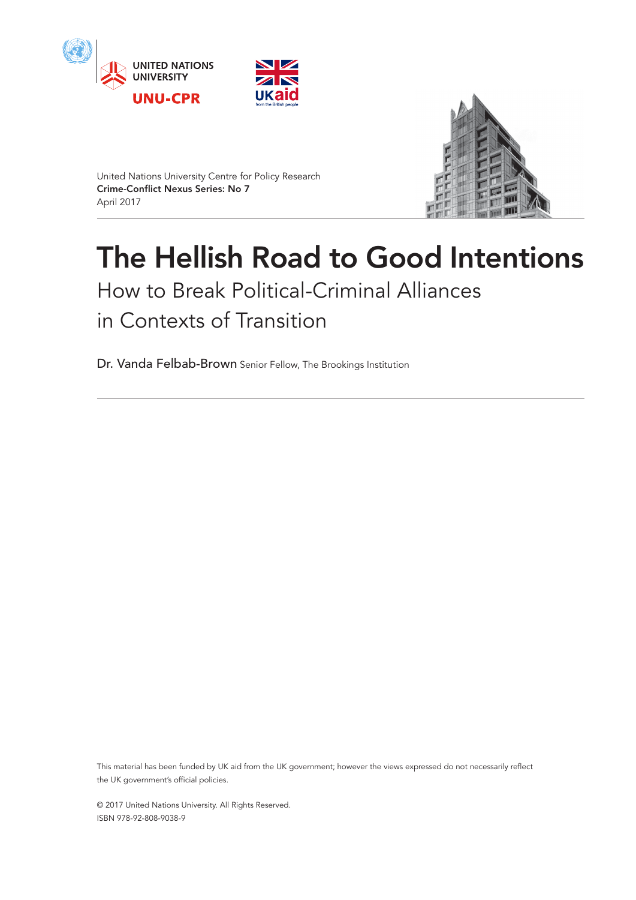UNITED NATIONS UNIVERSITY

UNU-CPR

UKaid from the British people

United Nations University Centre for Policy Research
**Crime-Conflict Nexus Series: No 7**
April 2017

# The Hellish Road to Good Intentions

## How to Break Political-Criminal Alliances in Contexts of Transition

Dr. Vanda Felbab-Brown Senior Fellow, The Brookings Institution

This material has been funded by UK aid from the UK government; however the views expressed do not necessarily reflect the UK government's official policies.

© 2017 United Nations University. All Rights Reserved.
ISBN 978-92-808-9038-9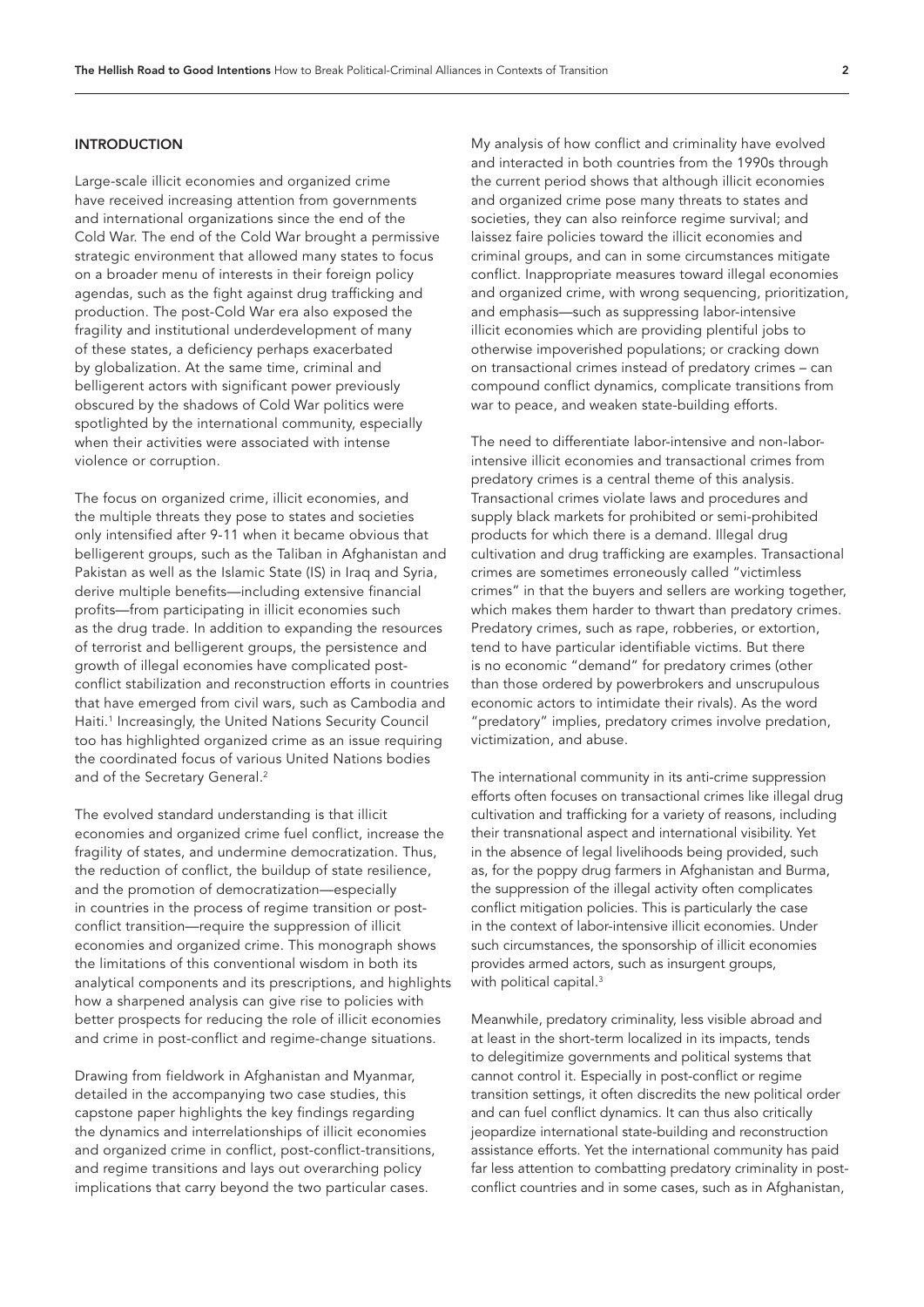## INTRODUCTION

Large-scale illicit economies and organized crime have received increasing attention from governments and international organizations since the end of the Cold War. The end of the Cold War brought a permissive strategic environment that allowed many states to focus on a broader menu of interests in their foreign policy agendas, such as the fight against drug trafficking and production. The post-Cold War era also exposed the fragility and institutional underdevelopment of many of these states, a deficiency perhaps exacerbated by globalization. At the same time, criminal and belligerent actors with significant power previously obscured by the shadows of Cold War politics were spotlighted by the international community, especially when their activities were associated with intense violence or corruption.

The focus on organized crime, illicit economies, and the multiple threats they pose to states and societies only intensified after 9-11 when it became obvious that belligerent groups, such as the Taliban in Afghanistan and Pakistan as well as the Islamic State (IS) in Iraq and Syria, derive multiple benefits—including extensive financial profits—from participating in illicit economies such as the drug trade. In addition to expanding the resources of terrorist and belligerent groups, the persistence and growth of illegal economies have complicated post-conflict stabilization and reconstruction efforts in countries that have emerged from civil wars, such as Cambodia and Haiti.[1] Increasingly, the United Nations Security Council too has highlighted organized crime as an issue requiring the coordinated focus of various United Nations bodies and of the Secretary General.[2]

The evolved standard understanding is that illicit economies and organized crime fuel conflict, increase the fragility of states, and undermine democratization. Thus, the reduction of conflict, the buildup of state resilience, and the promotion of democratization—especially in countries in the process of regime transition or post-conflict transition—require the suppression of illicit economies and organized crime. This monograph shows the limitations of this conventional wisdom in both its analytical components and its prescriptions, and highlights how a sharpened analysis can give rise to policies with better prospects for reducing the role of illicit economies and crime in post-conflict and regime-change situations.

Drawing from fieldwork in Afghanistan and Myanmar, detailed in the accompanying two case studies, this capstone paper highlights the key findings regarding the dynamics and interrelationships of illicit economies and organized crime in conflict, post-conflict-transitions, and regime transitions and lays out overarching policy implications that carry beyond the two particular cases.

My analysis of how conflict and criminality have evolved and interacted in both countries from the 1990s through the current period shows that although illicit economies and organized crime pose many threats to states and societies, they can also reinforce regime survival; and laissez faire policies toward the illicit economies and criminal groups, and can in some circumstances mitigate conflict. Inappropriate measures toward illegal economies and organized crime, with wrong sequencing, prioritization, and emphasis—such as suppressing labor-intensive illicit economies which are providing plentiful jobs to otherwise impoverished populations; or cracking down on transactional crimes instead of predatory crimes – can compound conflict dynamics, complicate transitions from war to peace, and weaken state-building efforts.

The need to differentiate labor-intensive and non-labor-intensive illicit economies and transactional crimes from predatory crimes is a central theme of this analysis. Transactional crimes violate laws and procedures and supply black markets for prohibited or semi-prohibited products for which there is a demand. Illegal drug cultivation and drug trafficking are examples. Transactional crimes are sometimes erroneously called "victimless crimes" in that the buyers and sellers are working together, which makes them harder to thwart than predatory crimes. Predatory crimes, such as rape, robberies, or extortion, tend to have particular identifiable victims. But there is no economic "demand" for predatory crimes (other than those ordered by powerbrokers and unscrupulous economic actors to intimidate their rivals). As the word "predatory" implies, predatory crimes involve predation, victimization, and abuse.

The international community in its anti-crime suppression efforts often focuses on transactional crimes like illegal drug cultivation and trafficking for a variety of reasons, including their transnational aspect and international visibility. Yet in the absence of legal livelihoods being provided, such as, for the poppy drug farmers in Afghanistan and Burma, the suppression of the illegal activity often complicates conflict mitigation policies. This is particularly the case in the context of labor-intensive illicit economies. Under such circumstances, the sponsorship of illicit economies provides armed actors, such as insurgent groups, with political capital.[3]

Meanwhile, predatory criminality, less visible abroad and at least in the short-term localized in its impacts, tends to delegitimize governments and political systems that cannot control it. Especially in post-conflict or regime transition settings, it often discredits the new political order and can fuel conflict dynamics. It can thus also critically jeopardize international state-building and reconstruction assistance efforts. Yet the international community has paid far less attention to combatting predatory criminality in post-conflict countries and in some cases, such as in Afghanistan,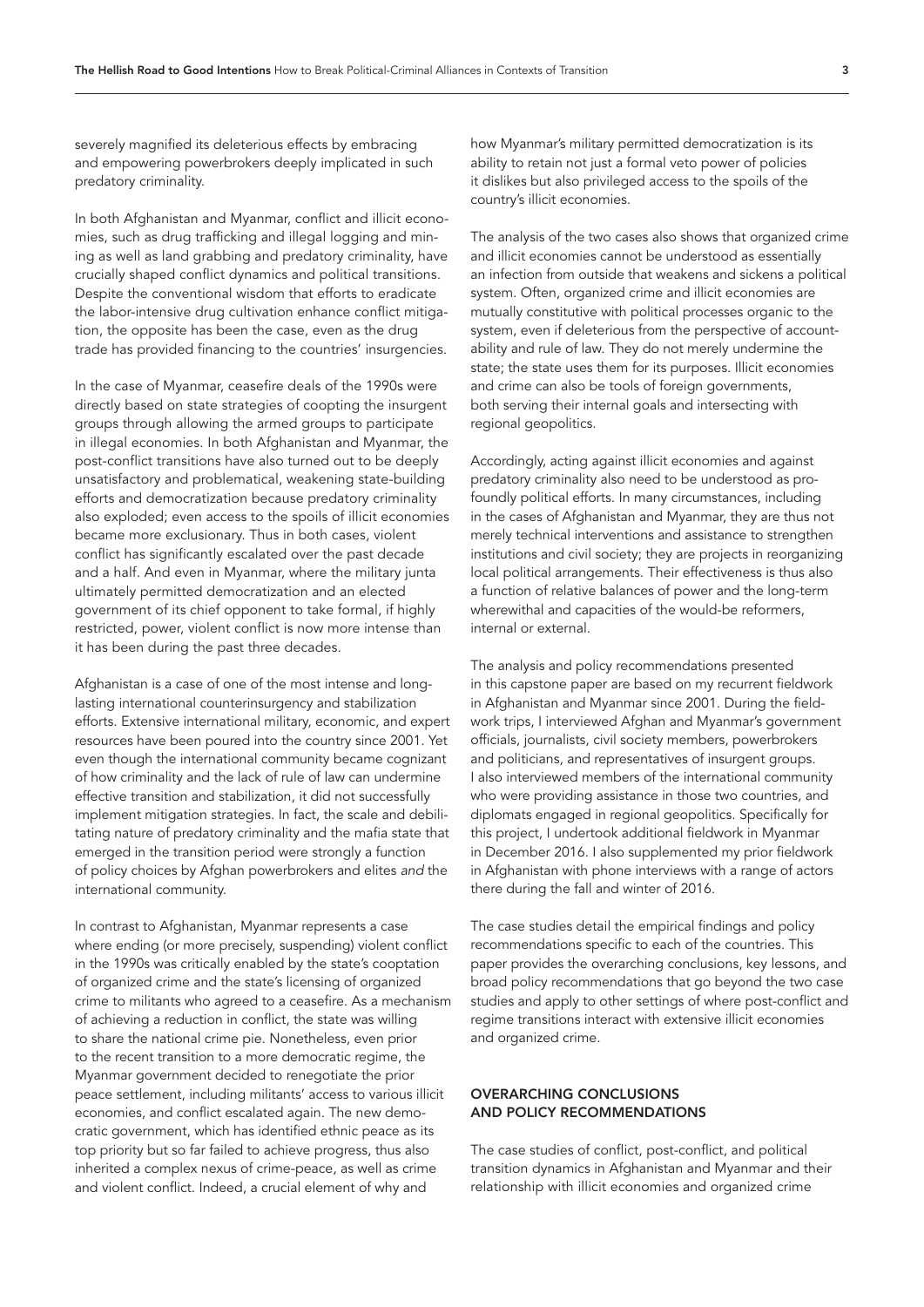severely magnified its deleterious effects by embracing and empowering powerbrokers deeply implicated in such predatory criminality.

In both Afghanistan and Myanmar, conflict and illicit economies, such as drug trafficking and illegal logging and mining as well as land grabbing and predatory criminality, have crucially shaped conflict dynamics and political transitions. Despite the conventional wisdom that efforts to eradicate the labor-intensive drug cultivation enhance conflict mitigation, the opposite has been the case, even as the drug trade has provided financing to the countries' insurgencies.

In the case of Myanmar, ceasefire deals of the 1990s were directly based on state strategies of coopting the insurgent groups through allowing the armed groups to participate in illegal economies. In both Afghanistan and Myanmar, the post-conflict transitions have also turned out to be deeply unsatisfactory and problematical, weakening state-building efforts and democratization because predatory criminality also exploded; even access to the spoils of illicit economies became more exclusionary. Thus in both cases, violent conflict has significantly escalated over the past decade and a half. And even in Myanmar, where the military junta ultimately permitted democratization and an elected government of its chief opponent to take formal, if highly restricted, power, violent conflict is now more intense than it has been during the past three decades.

Afghanistan is a case of one of the most intense and long-lasting international counterinsurgency and stabilization efforts. Extensive international military, economic, and expert resources have been poured into the country since 2001. Yet even though the international community became cognizant of how criminality and the lack of rule of law can undermine effective transition and stabilization, it did not successfully implement mitigation strategies. In fact, the scale and debilitating nature of predatory criminality and the mafia state that emerged in the transition period were strongly a function of policy choices by Afghan powerbrokers and elites *and* the international community.

In contrast to Afghanistan, Myanmar represents a case where ending (or more precisely, suspending) violent conflict in the 1990s was critically enabled by the state's cooptation of organized crime and the state's licensing of organized crime to militants who agreed to a ceasefire. As a mechanism of achieving a reduction in conflict, the state was willing to share the national crime pie. Nonetheless, even prior to the recent transition to a more democratic regime, the Myanmar government decided to renegotiate the prior peace settlement, including militants' access to various illicit economies, and conflict escalated again. The new democratic government, which has identified ethnic peace as its top priority but so far failed to achieve progress, thus also inherited a complex nexus of crime-peace, as well as crime and violent conflict. Indeed, a crucial element of why and how Myanmar's military permitted democratization is its ability to retain not just a formal veto power of policies it dislikes but also privileged access to the spoils of the country's illicit economies.

The analysis of the two cases also shows that organized crime and illicit economies cannot be understood as essentially an infection from outside that weakens and sickens a political system. Often, organized crime and illicit economies are mutually constitutive with political processes organic to the system, even if deleterious from the perspective of accountability and rule of law. They do not merely undermine the state; the state uses them for its purposes. Illicit economies and crime can also be tools of foreign governments, both serving their internal goals and intersecting with regional geopolitics.

Accordingly, acting against illicit economies and against predatory criminality also need to be understood as profoundly political efforts. In many circumstances, including in the cases of Afghanistan and Myanmar, they are thus not merely technical interventions and assistance to strengthen institutions and civil society; they are projects in reorganizing local political arrangements. Their effectiveness is thus also a function of relative balances of power and the long-term wherewithal and capacities of the would-be reformers, internal or external.

The analysis and policy recommendations presented in this capstone paper are based on my recurrent fieldwork in Afghanistan and Myanmar since 2001. During the fieldwork trips, I interviewed Afghan and Myanmar's government officials, journalists, civil society members, powerbrokers and politicians, and representatives of insurgent groups. I also interviewed members of the international community who were providing assistance in those two countries, and diplomats engaged in regional geopolitics. Specifically for this project, I undertook additional fieldwork in Myanmar in December 2016. I also supplemented my prior fieldwork in Afghanistan with phone interviews with a range of actors there during the fall and winter of 2016.

The case studies detail the empirical findings and policy recommendations specific to each of the countries. This paper provides the overarching conclusions, key lessons, and broad policy recommendations that go beyond the two case studies and apply to other settings of where post-conflict and regime transitions interact with extensive illicit economies and organized crime.

## OVERARCHING CONCLUSIONS AND POLICY RECOMMENDATIONS

The case studies of conflict, post-conflict, and political transition dynamics in Afghanistan and Myanmar and their relationship with illicit economies and organized crime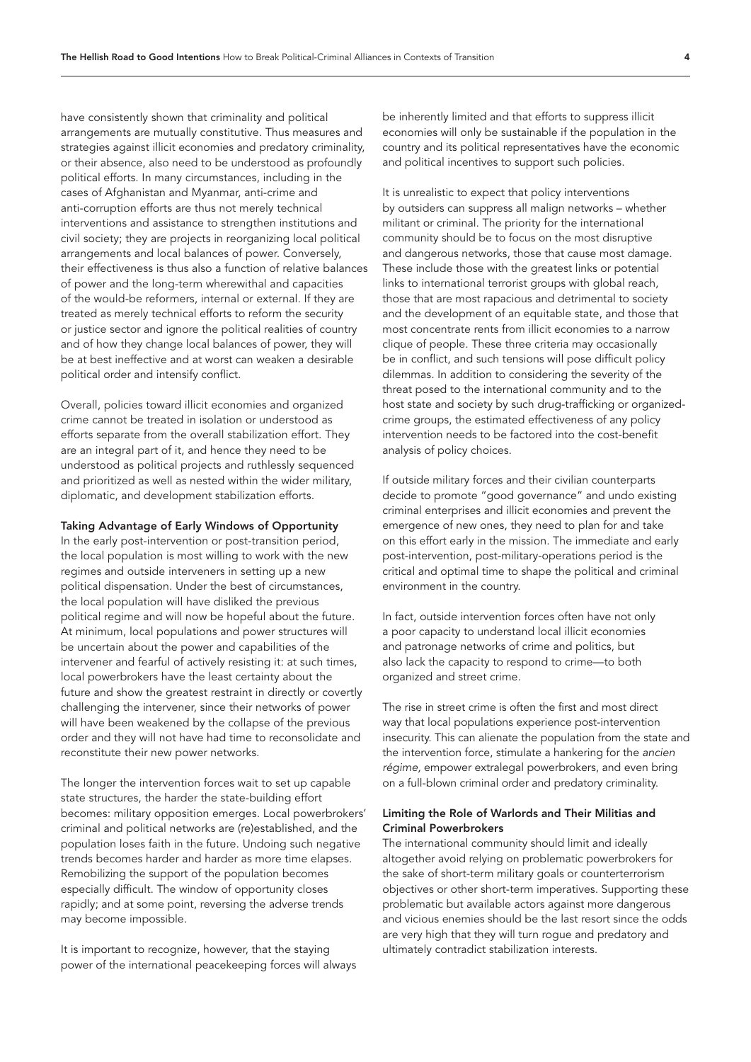have consistently shown that criminality and political arrangements are mutually constitutive. Thus measures and strategies against illicit economies and predatory criminality, or their absence, also need to be understood as profoundly political efforts. In many circumstances, including in the cases of Afghanistan and Myanmar, anti-crime and anti-corruption efforts are thus not merely technical interventions and assistance to strengthen institutions and civil society; they are projects in reorganizing local political arrangements and local balances of power. Conversely, their effectiveness is thus also a function of relative balances of power and the long-term wherewithal and capacities of the would-be reformers, internal or external. If they are treated as merely technical efforts to reform the security or justice sector and ignore the political realities of country and of how they change local balances of power, they will be at best ineffective and at worst can weaken a desirable political order and intensify conflict.

Overall, policies toward illicit economies and organized crime cannot be treated in isolation or understood as efforts separate from the overall stabilization effort. They are an integral part of it, and hence they need to be understood as political projects and ruthlessly sequenced and prioritized as well as nested within the wider military, diplomatic, and development stabilization efforts.

**Taking Advantage of Early Windows of Opportunity**

In the early post-intervention or post-transition period, the local population is most willing to work with the new regimes and outside interveners in setting up a new political dispensation. Under the best of circumstances, the local population will have disliked the previous political regime and will now be hopeful about the future. At minimum, local populations and power structures will be uncertain about the power and capabilities of the intervener and fearful of actively resisting it: at such times, local powerbrokers have the least certainty about the future and show the greatest restraint in directly or covertly challenging the intervener, since their networks of power will have been weakened by the collapse of the previous order and they will not have had time to reconsolidate and reconstitute their new power networks.

The longer the intervention forces wait to set up capable state structures, the harder the state-building effort becomes: military opposition emerges. Local powerbrokers' criminal and political networks are (re)established, and the population loses faith in the future. Undoing such negative trends becomes harder and harder as more time elapses. Remobilizing the support of the population becomes especially difficult. The window of opportunity closes rapidly; and at some point, reversing the adverse trends may become impossible.

It is important to recognize, however, that the staying power of the international peacekeeping forces will always be inherently limited and that efforts to suppress illicit economies will only be sustainable if the population in the country and its political representatives have the economic and political incentives to support such policies.

It is unrealistic to expect that policy interventions by outsiders can suppress all malign networks – whether militant or criminal. The priority for the international community should be to focus on the most disruptive and dangerous networks, those that cause most damage. These include those with the greatest links or potential links to international terrorist groups with global reach, those that are most rapacious and detrimental to society and the development of an equitable state, and those that most concentrate rents from illicit economies to a narrow clique of people. These three criteria may occasionally be in conflict, and such tensions will pose difficult policy dilemmas. In addition to considering the severity of the threat posed to the international community and to the host state and society by such drug-trafficking or organized-crime groups, the estimated effectiveness of any policy intervention needs to be factored into the cost-benefit analysis of policy choices.

If outside military forces and their civilian counterparts decide to promote "good governance" and undo existing criminal enterprises and illicit economies and prevent the emergence of new ones, they need to plan for and take on this effort early in the mission. The immediate and early post-intervention, post-military-operations period is the critical and optimal time to shape the political and criminal environment in the country.

In fact, outside intervention forces often have not only a poor capacity to understand local illicit economies and patronage networks of crime and politics, but also lack the capacity to respond to crime—to both organized and street crime.

The rise in street crime is often the first and most direct way that local populations experience post-intervention insecurity. This can alienate the population from the state and the intervention force, stimulate a hankering for the *ancien régime,* empower extralegal powerbrokers, and even bring on a full-blown criminal order and predatory criminality.

**Limiting the Role of Warlords and Their Militias and Criminal Powerbrokers**

The international community should limit and ideally altogether avoid relying on problematic powerbrokers for the sake of short-term military goals or counterterrorism objectives or other short-term imperatives. Supporting these problematic but available actors against more dangerous and vicious enemies should be the last resort since the odds are very high that they will turn rogue and predatory and ultimately contradict stabilization interests.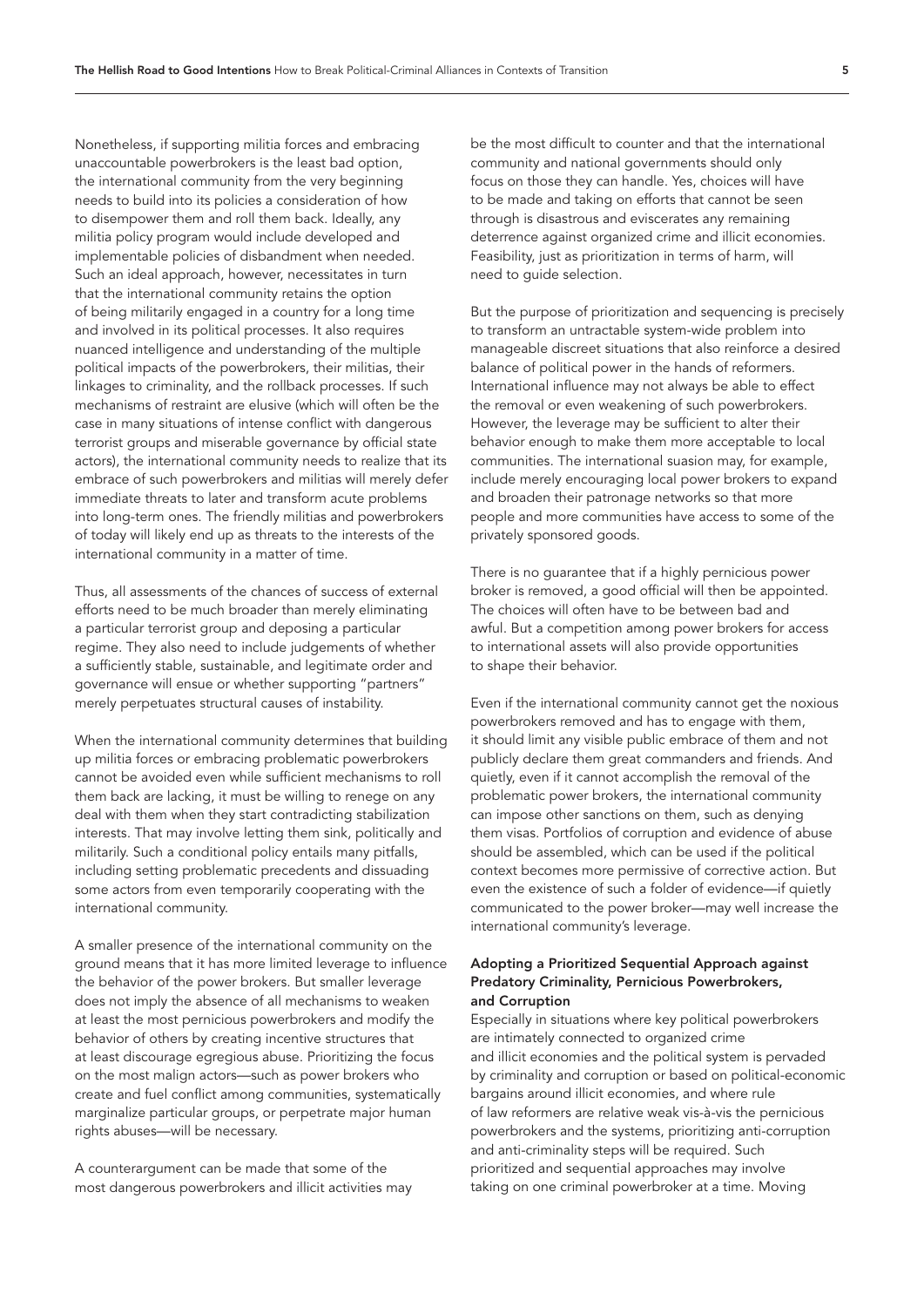Nonetheless, if supporting militia forces and embracing unaccountable powerbrokers is the least bad option, the international community from the very beginning needs to build into its policies a consideration of how to disempower them and roll them back. Ideally, any militia policy program would include developed and implementable policies of disbandment when needed. Such an ideal approach, however, necessitates in turn that the international community retains the option of being militarily engaged in a country for a long time and involved in its political processes. It also requires nuanced intelligence and understanding of the multiple political impacts of the powerbrokers, their militias, their linkages to criminality, and the rollback processes. If such mechanisms of restraint are elusive (which will often be the case in many situations of intense conflict with dangerous terrorist groups and miserable governance by official state actors), the international community needs to realize that its embrace of such powerbrokers and militias will merely defer immediate threats to later and transform acute problems into long-term ones. The friendly militias and powerbrokers of today will likely end up as threats to the interests of the international community in a matter of time.

Thus, all assessments of the chances of success of external efforts need to be much broader than merely eliminating a particular terrorist group and deposing a particular regime. They also need to include judgements of whether a sufficiently stable, sustainable, and legitimate order and governance will ensue or whether supporting "partners" merely perpetuates structural causes of instability.

When the international community determines that building up militia forces or embracing problematic powerbrokers cannot be avoided even while sufficient mechanisms to roll them back are lacking, it must be willing to renege on any deal with them when they start contradicting stabilization interests. That may involve letting them sink, politically and militarily. Such a conditional policy entails many pitfalls, including setting problematic precedents and dissuading some actors from even temporarily cooperating with the international community.

A smaller presence of the international community on the ground means that it has more limited leverage to influence the behavior of the power brokers. But smaller leverage does not imply the absence of all mechanisms to weaken at least the most pernicious powerbrokers and modify the behavior of others by creating incentive structures that at least discourage egregious abuse. Prioritizing the focus on the most malign actors—such as power brokers who create and fuel conflict among communities, systematically marginalize particular groups, or perpetrate major human rights abuses—will be necessary.

A counterargument can be made that some of the most dangerous powerbrokers and illicit activities may be the most difficult to counter and that the international community and national governments should only focus on those they can handle. Yes, choices will have to be made and taking on efforts that cannot be seen through is disastrous and eviscerates any remaining deterrence against organized crime and illicit economies. Feasibility, just as prioritization in terms of harm, will need to guide selection.

But the purpose of prioritization and sequencing is precisely to transform an untractable system-wide problem into manageable discreet situations that also reinforce a desired balance of political power in the hands of reformers. International influence may not always be able to effect the removal or even weakening of such powerbrokers. However, the leverage may be sufficient to alter their behavior enough to make them more acceptable to local communities. The international suasion may, for example, include merely encouraging local power brokers to expand and broaden their patronage networks so that more people and more communities have access to some of the privately sponsored goods.

There is no guarantee that if a highly pernicious power broker is removed, a good official will then be appointed. The choices will often have to be between bad and awful. But a competition among power brokers for access to international assets will also provide opportunities to shape their behavior.

Even if the international community cannot get the noxious powerbrokers removed and has to engage with them, it should limit any visible public embrace of them and not publicly declare them great commanders and friends. And quietly, even if it cannot accomplish the removal of the problematic power brokers, the international community can impose other sanctions on them, such as denying them visas. Portfolios of corruption and evidence of abuse should be assembled, which can be used if the political context becomes more permissive of corrective action. But even the existence of such a folder of evidence—if quietly communicated to the power broker—may well increase the international community's leverage.

### Adopting a Prioritized Sequential Approach against Predatory Criminality, Pernicious Powerbrokers, and Corruption

Especially in situations where key political powerbrokers are intimately connected to organized crime and illicit economies and the political system is pervaded by criminality and corruption or based on political-economic bargains around illicit economies, and where rule of law reformers are relative weak vis-à-vis the pernicious powerbrokers and the systems, prioritizing anti-corruption and anti-criminality steps will be required. Such prioritized and sequential approaches may involve taking on one criminal powerbroker at a time. Moving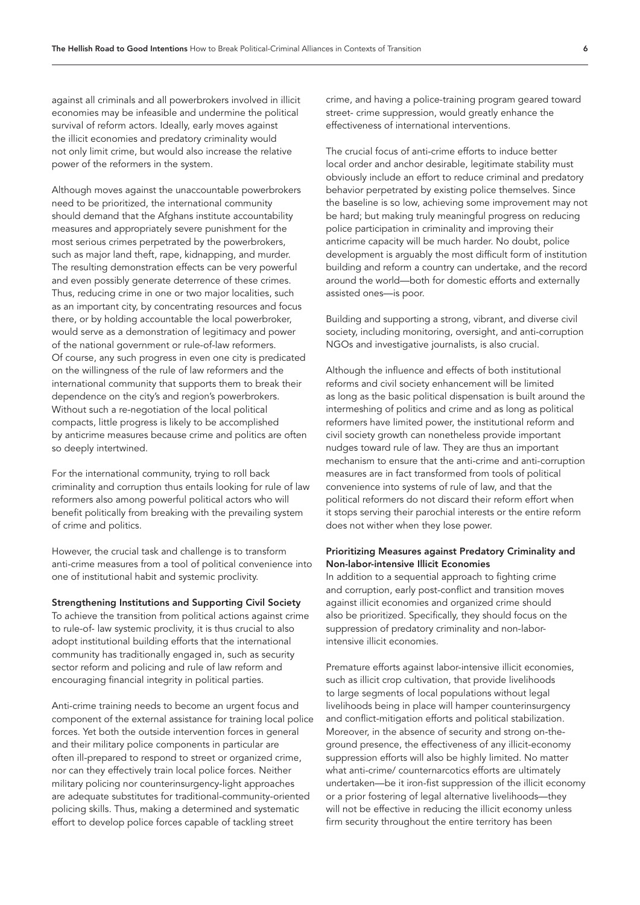against all criminals and all powerbrokers involved in illicit economies may be infeasible and undermine the political survival of reform actors. Ideally, early moves against the illicit economies and predatory criminality would not only limit crime, but would also increase the relative power of the reformers in the system.

Although moves against the unaccountable powerbrokers need to be prioritized, the international community should demand that the Afghans institute accountability measures and appropriately severe punishment for the most serious crimes perpetrated by the powerbrokers, such as major land theft, rape, kidnapping, and murder. The resulting demonstration effects can be very powerful and even possibly generate deterrence of these crimes. Thus, reducing crime in one or two major localities, such as an important city, by concentrating resources and focus there, or by holding accountable the local powerbroker, would serve as a demonstration of legitimacy and power of the national government or rule-of-law reformers. Of course, any such progress in even one city is predicated on the willingness of the rule of law reformers and the international community that supports them to break their dependence on the city's and region's powerbrokers. Without such a re-negotiation of the local political compacts, little progress is likely to be accomplished by anticrime measures because crime and politics are often so deeply intertwined.

For the international community, trying to roll back criminality and corruption thus entails looking for rule of law reformers also among powerful political actors who will benefit politically from breaking with the prevailing system of crime and politics.

However, the crucial task and challenge is to transform anti-crime measures from a tool of political convenience into one of institutional habit and systemic proclivity.

### Strengthening Institutions and Supporting Civil Society

To achieve the transition from political actions against crime to rule-of- law systemic proclivity, it is thus crucial to also adopt institutional building efforts that the international community has traditionally engaged in, such as security sector reform and policing and rule of law reform and encouraging financial integrity in political parties.

Anti-crime training needs to become an urgent focus and component of the external assistance for training local police forces. Yet both the outside intervention forces in general and their military police components in particular are often ill-prepared to respond to street or organized crime, nor can they effectively train local police forces. Neither military policing nor counterinsurgency-light approaches are adequate substitutes for traditional-community-oriented policing skills. Thus, making a determined and systematic effort to develop police forces capable of tackling street crime, and having a police-training program geared toward street- crime suppression, would greatly enhance the effectiveness of international interventions.

The crucial focus of anti-crime efforts to induce better local order and anchor desirable, legitimate stability must obviously include an effort to reduce criminal and predatory behavior perpetrated by existing police themselves. Since the baseline is so low, achieving some improvement may not be hard; but making truly meaningful progress on reducing police participation in criminality and improving their anticrime capacity will be much harder. No doubt, police development is arguably the most difficult form of institution building and reform a country can undertake, and the record around the world—both for domestic efforts and externally assisted ones—is poor.

Building and supporting a strong, vibrant, and diverse civil society, including monitoring, oversight, and anti-corruption NGOs and investigative journalists, is also crucial.

Although the influence and effects of both institutional reforms and civil society enhancement will be limited as long as the basic political dispensation is built around the intermeshing of politics and crime and as long as political reformers have limited power, the institutional reform and civil society growth can nonetheless provide important nudges toward rule of law. They are thus an important mechanism to ensure that the anti-crime and anti-corruption measures are in fact transformed from tools of political convenience into systems of rule of law, and that the political reformers do not discard their reform effort when it stops serving their parochial interests or the entire reform does not wither when they lose power.

### Prioritizing Measures against Predatory Criminality and Non-labor-intensive Illicit Economies

In addition to a sequential approach to fighting crime and corruption, early post-conflict and transition moves against illicit economies and organized crime should also be prioritized. Specifically, they should focus on the suppression of predatory criminality and non-labor-intensive illicit economies.

Premature efforts against labor-intensive illicit economies, such as illicit crop cultivation, that provide livelihoods to large segments of local populations without legal livelihoods being in place will hamper counterinsurgency and conflict-mitigation efforts and political stabilization. Moreover, in the absence of security and strong on-the-ground presence, the effectiveness of any illicit-economy suppression efforts will also be highly limited. No matter what anti-crime/ counternarcotics efforts are ultimately undertaken—be it iron-fist suppression of the illicit economy or a prior fostering of legal alternative livelihoods—they will not be effective in reducing the illicit economy unless firm security throughout the entire territory has been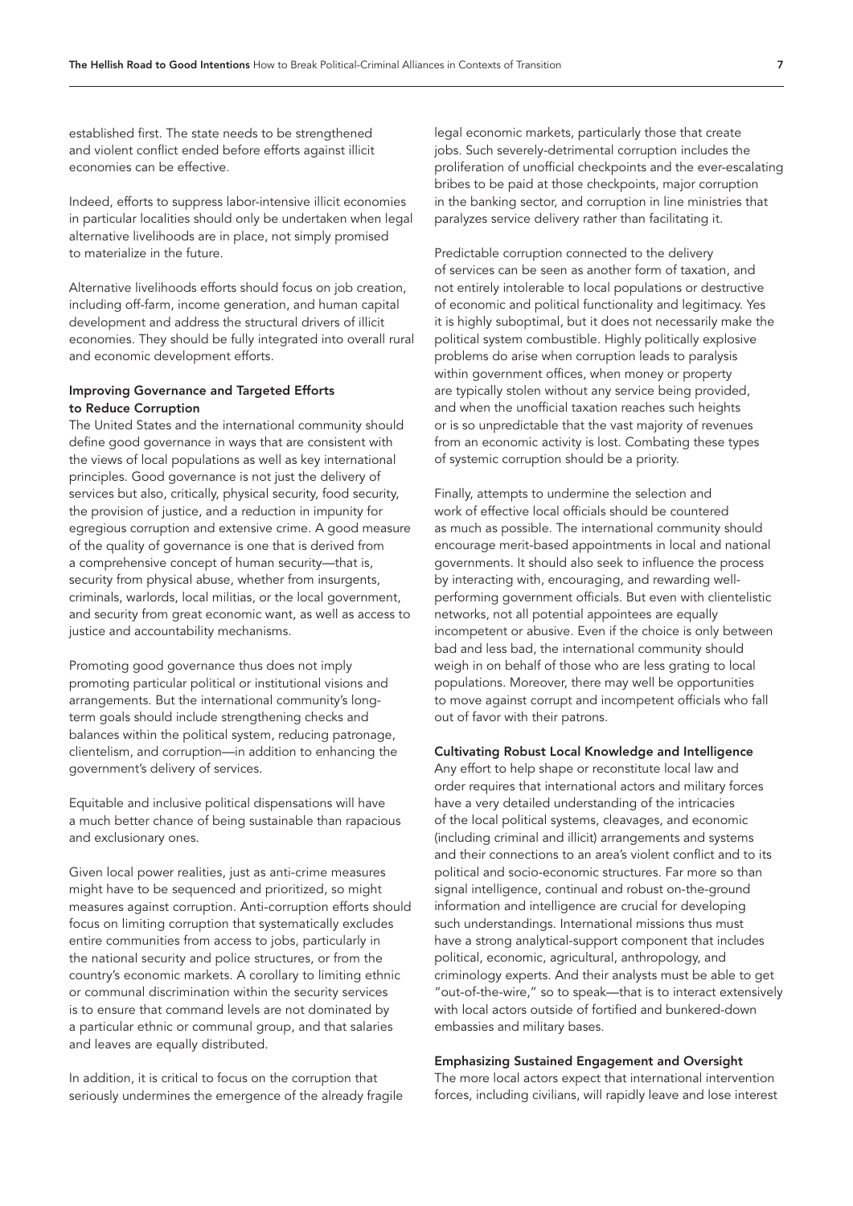established first. The state needs to be strengthened and violent conflict ended before efforts against illicit economies can be effective.

Indeed, efforts to suppress labor-intensive illicit economies in particular localities should only be undertaken when legal alternative livelihoods are in place, not simply promised to materialize in the future.

Alternative livelihoods efforts should focus on job creation, including off-farm, income generation, and human capital development and address the structural drivers of illicit economies. They should be fully integrated into overall rural and economic development efforts.

### Improving Governance and Targeted Efforts to Reduce Corruption

The United States and the international community should define good governance in ways that are consistent with the views of local populations as well as key international principles. Good governance is not just the delivery of services but also, critically, physical security, food security, the provision of justice, and a reduction in impunity for egregious corruption and extensive crime. A good measure of the quality of governance is one that is derived from a comprehensive concept of human security—that is, security from physical abuse, whether from insurgents, criminals, warlords, local militias, or the local government, and security from great economic want, as well as access to justice and accountability mechanisms.

Promoting good governance thus does not imply promoting particular political or institutional visions and arrangements. But the international community's long-term goals should include strengthening checks and balances within the political system, reducing patronage, clientelism, and corruption—in addition to enhancing the government's delivery of services.

Equitable and inclusive political dispensations will have a much better chance of being sustainable than rapacious and exclusionary ones.

Given local power realities, just as anti-crime measures might have to be sequenced and prioritized, so might measures against corruption. Anti-corruption efforts should focus on limiting corruption that systematically excludes entire communities from access to jobs, particularly in the national security and police structures, or from the country's economic markets. A corollary to limiting ethnic or communal discrimination within the security services is to ensure that command levels are not dominated by a particular ethnic or communal group, and that salaries and leaves are equally distributed.

In addition, it is critical to focus on the corruption that seriously undermines the emergence of the already fragile legal economic markets, particularly those that create jobs. Such severely-detrimental corruption includes the proliferation of unofficial checkpoints and the ever-escalating bribes to be paid at those checkpoints, major corruption in the banking sector, and corruption in line ministries that paralyzes service delivery rather than facilitating it.

Predictable corruption connected to the delivery of services can be seen as another form of taxation, and not entirely intolerable to local populations or destructive of economic and political functionality and legitimacy. Yes it is highly suboptimal, but it does not necessarily make the political system combustible. Highly politically explosive problems do arise when corruption leads to paralysis within government offices, when money or property are typically stolen without any service being provided, and when the unofficial taxation reaches such heights or is so unpredictable that the vast majority of revenues from an economic activity is lost. Combating these types of systemic corruption should be a priority.

Finally, attempts to undermine the selection and work of effective local officials should be countered as much as possible. The international community should encourage merit-based appointments in local and national governments. It should also seek to influence the process by interacting with, encouraging, and rewarding well-performing government officials. But even with clientelistic networks, not all potential appointees are equally incompetent or abusive. Even if the choice is only between bad and less bad, the international community should weigh in on behalf of those who are less grating to local populations. Moreover, there may well be opportunities to move against corrupt and incompetent officials who fall out of favor with their patrons.

### Cultivating Robust Local Knowledge and Intelligence

Any effort to help shape or reconstitute local law and order requires that international actors and military forces have a very detailed understanding of the intricacies of the local political systems, cleavages, and economic (including criminal and illicit) arrangements and systems and their connections to an area's violent conflict and to its political and socio-economic structures. Far more so than signal intelligence, continual and robust on-the-ground information and intelligence are crucial for developing such understandings. International missions thus must have a strong analytical-support component that includes political, economic, agricultural, anthropology, and criminology experts. And their analysts must be able to get "out-of-the-wire," so to speak—that is to interact extensively with local actors outside of fortified and bunkered-down embassies and military bases.

### Emphasizing Sustained Engagement and Oversight

The more local actors expect that international intervention forces, including civilians, will rapidly leave and lose interest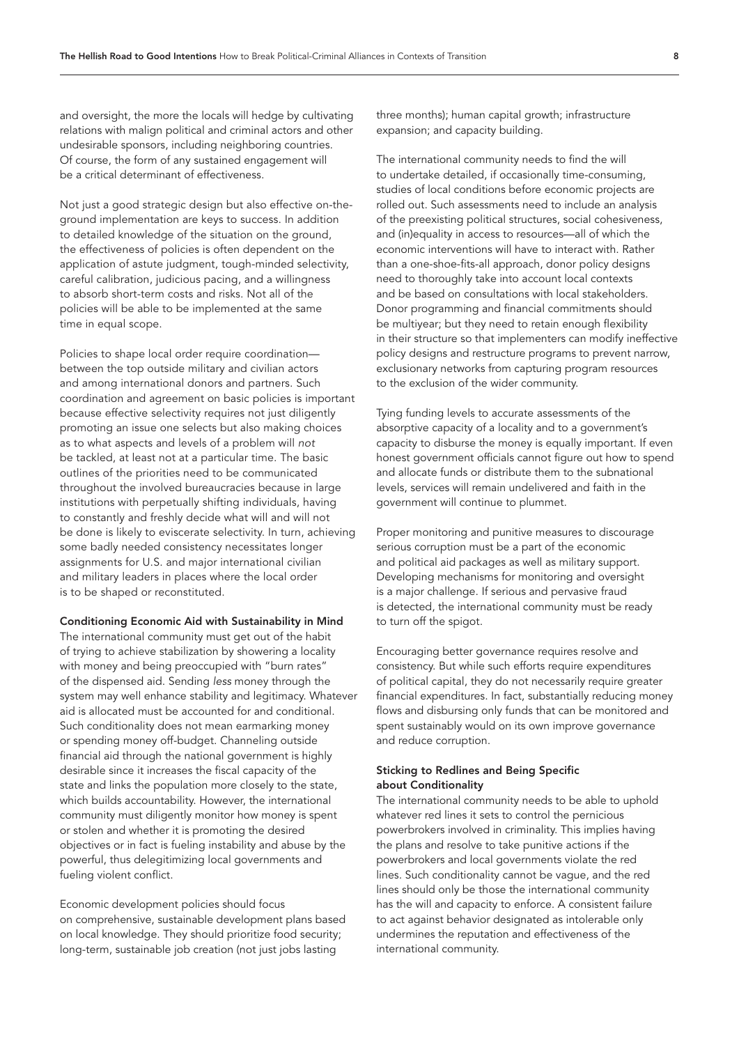and oversight, the more the locals will hedge by cultivating relations with malign political and criminal actors and other undesirable sponsors, including neighboring countries. Of course, the form of any sustained engagement will be a critical determinant of effectiveness.

Not just a good strategic design but also effective on-the-ground implementation are keys to success. In addition to detailed knowledge of the situation on the ground, the effectiveness of policies is often dependent on the application of astute judgment, tough-minded selectivity, careful calibration, judicious pacing, and a willingness to absorb short-term costs and risks. Not all of the policies will be able to be implemented at the same time in equal scope.

Policies to shape local order require coordination—between the top outside military and civilian actors and among international donors and partners. Such coordination and agreement on basic policies is important because effective selectivity requires not just diligently promoting an issue one selects but also making choices as to what aspects and levels of a problem will *not* be tackled, at least not at a particular time. The basic outlines of the priorities need to be communicated throughout the involved bureaucracies because in large institutions with perpetually shifting individuals, having to constantly and freshly decide what will and will not be done is likely to eviscerate selectivity. In turn, achieving some badly needed consistency necessitates longer assignments for U.S. and major international civilian and military leaders in places where the local order is to be shaped or reconstituted.

### Conditioning Economic Aid with Sustainability in Mind

The international community must get out of the habit of trying to achieve stabilization by showering a locality with money and being preoccupied with "burn rates" of the dispensed aid. Sending *less* money through the system may well enhance stability and legitimacy. Whatever aid is allocated must be accounted for and conditional. Such conditionality does not mean earmarking money or spending money off-budget. Channeling outside financial aid through the national government is highly desirable since it increases the fiscal capacity of the state and links the population more closely to the state, which builds accountability. However, the international community must diligently monitor how money is spent or stolen and whether it is promoting the desired objectives or in fact is fueling instability and abuse by the powerful, thus delegitimizing local governments and fueling violent conflict.

Economic development policies should focus on comprehensive, sustainable development plans based on local knowledge. They should prioritize food security; long-term, sustainable job creation (not just jobs lasting three months); human capital growth; infrastructure expansion; and capacity building.

The international community needs to find the will to undertake detailed, if occasionally time-consuming, studies of local conditions before economic projects are rolled out. Such assessments need to include an analysis of the preexisting political structures, social cohesiveness, and (in)equality in access to resources—all of which the economic interventions will have to interact with. Rather than a one-shoe-fits-all approach, donor policy designs need to thoroughly take into account local contexts and be based on consultations with local stakeholders. Donor programming and financial commitments should be multiyear; but they need to retain enough flexibility in their structure so that implementers can modify ineffective policy designs and restructure programs to prevent narrow, exclusionary networks from capturing program resources to the exclusion of the wider community.

Tying funding levels to accurate assessments of the absorptive capacity of a locality and to a government's capacity to disburse the money is equally important. If even honest government officials cannot figure out how to spend and allocate funds or distribute them to the subnational levels, services will remain undelivered and faith in the government will continue to plummet.

Proper monitoring and punitive measures to discourage serious corruption must be a part of the economic and political aid packages as well as military support. Developing mechanisms for monitoring and oversight is a major challenge. If serious and pervasive fraud is detected, the international community must be ready to turn off the spigot.

Encouraging better governance requires resolve and consistency. But while such efforts require expenditures of political capital, they do not necessarily require greater financial expenditures. In fact, substantially reducing money flows and disbursing only funds that can be monitored and spent sustainably would on its own improve governance and reduce corruption.

### Sticking to Redlines and Being Specific about Conditionality

The international community needs to be able to uphold whatever red lines it sets to control the pernicious powerbrokers involved in criminality. This implies having the plans and resolve to take punitive actions if the powerbrokers and local governments violate the red lines. Such conditionality cannot be vague, and the red lines should only be those the international community has the will and capacity to enforce. A consistent failure to act against behavior designated as intolerable only undermines the reputation and effectiveness of the international community.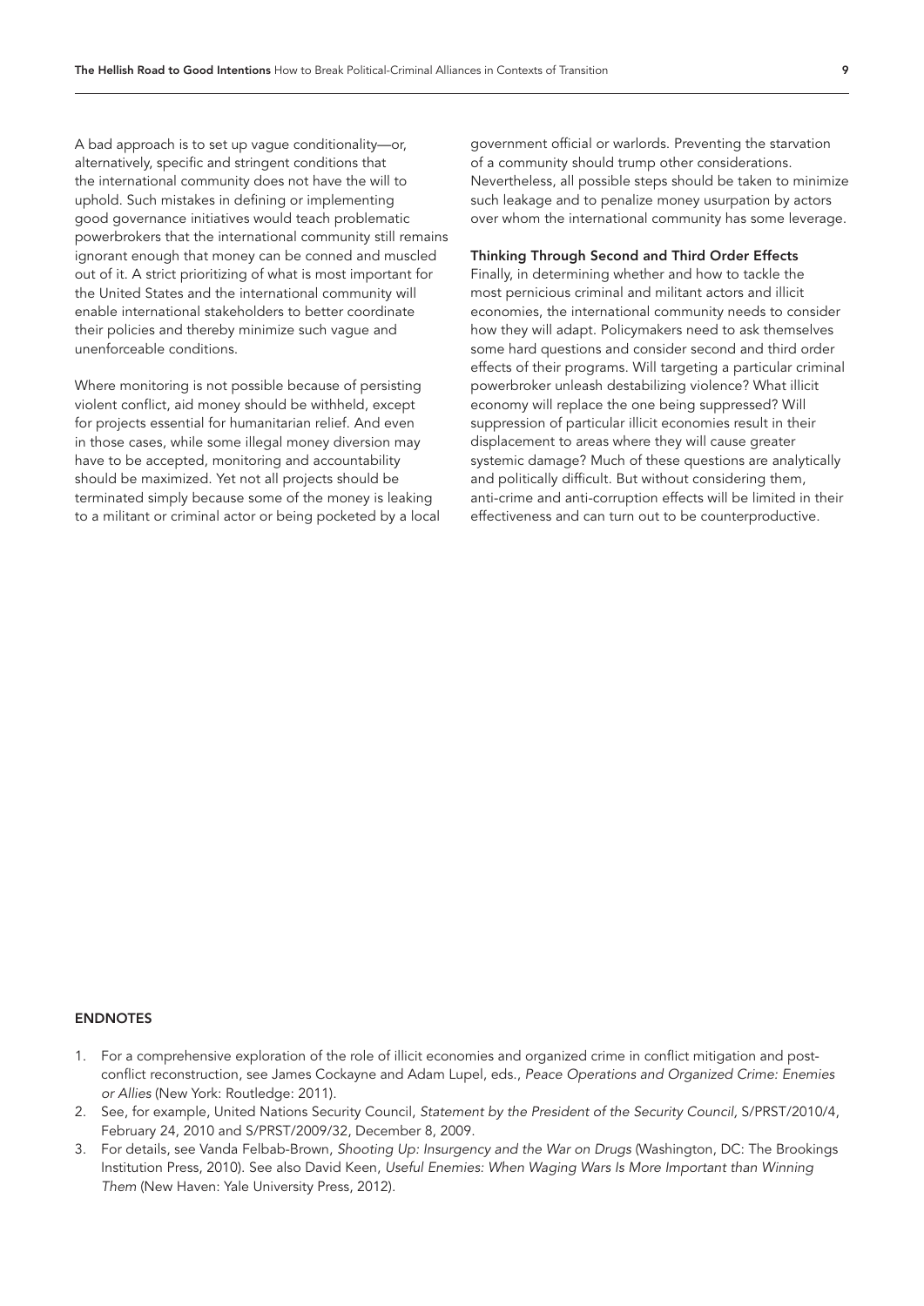A bad approach is to set up vague conditionality—or, alternatively, specific and stringent conditions that the international community does not have the will to uphold. Such mistakes in defining or implementing good governance initiatives would teach problematic powerbrokers that the international community still remains ignorant enough that money can be conned and muscled out of it. A strict prioritizing of what is most important for the United States and the international community will enable international stakeholders to better coordinate their policies and thereby minimize such vague and unenforceable conditions.

Where monitoring is not possible because of persisting violent conflict, aid money should be withheld, except for projects essential for humanitarian relief. And even in those cases, while some illegal money diversion may have to be accepted, monitoring and accountability should be maximized. Yet not all projects should be terminated simply because some of the money is leaking to a militant or criminal actor or being pocketed by a local government official or warlords. Preventing the starvation of a community should trump other considerations. Nevertheless, all possible steps should be taken to minimize such leakage and to penalize money usurpation by actors over whom the international community has some leverage.

### Thinking Through Second and Third Order Effects

Finally, in determining whether and how to tackle the most pernicious criminal and militant actors and illicit economies, the international community needs to consider how they will adapt. Policymakers need to ask themselves some hard questions and consider second and third order effects of their programs. Will targeting a particular criminal powerbroker unleash destabilizing violence? What illicit economy will replace the one being suppressed? Will suppression of particular illicit economies result in their displacement to areas where they will cause greater systemic damage? Much of these questions are analytically and politically difficult. But without considering them, anti-crime and anti-corruption effects will be limited in their effectiveness and can turn out to be counterproductive.

## ENDNOTES

1. For a comprehensive exploration of the role of illicit economies and organized crime in conflict mitigation and post-conflict reconstruction, see James Cockayne and Adam Lupel, eds., *Peace Operations and Organized Crime: Enemies or Allies* (New York: Routledge: 2011).
2. See, for example, United Nations Security Council, *Statement by the President of the Security Council*, S/PRST/2010/4, February 24, 2010 and S/PRST/2009/32, December 8, 2009.
3. For details, see Vanda Felbab-Brown, *Shooting Up: Insurgency and the War on Drugs* (Washington, DC: The Brookings Institution Press, 2010). See also David Keen, *Useful Enemies: When Waging Wars Is More Important than Winning Them* (New Haven: Yale University Press, 2012).